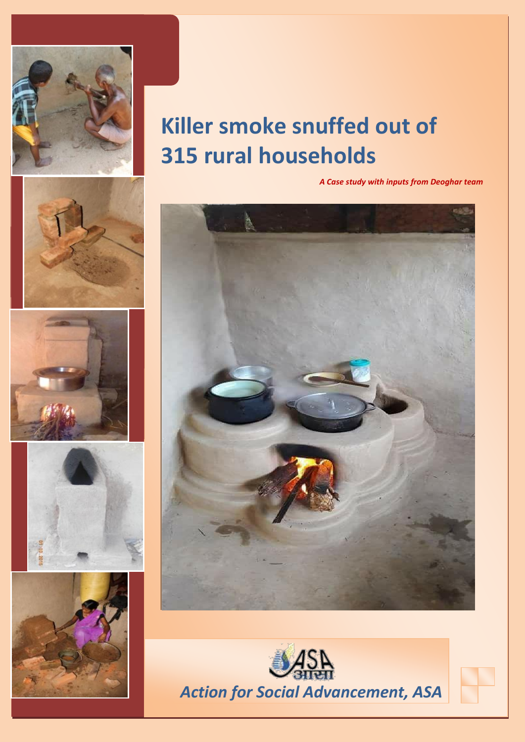# Killer smoke snuffed out of 315 rural households

***A Case study with inputs from Deoghar team***

ASA
आसा

*Action for Social Advancement, ASA*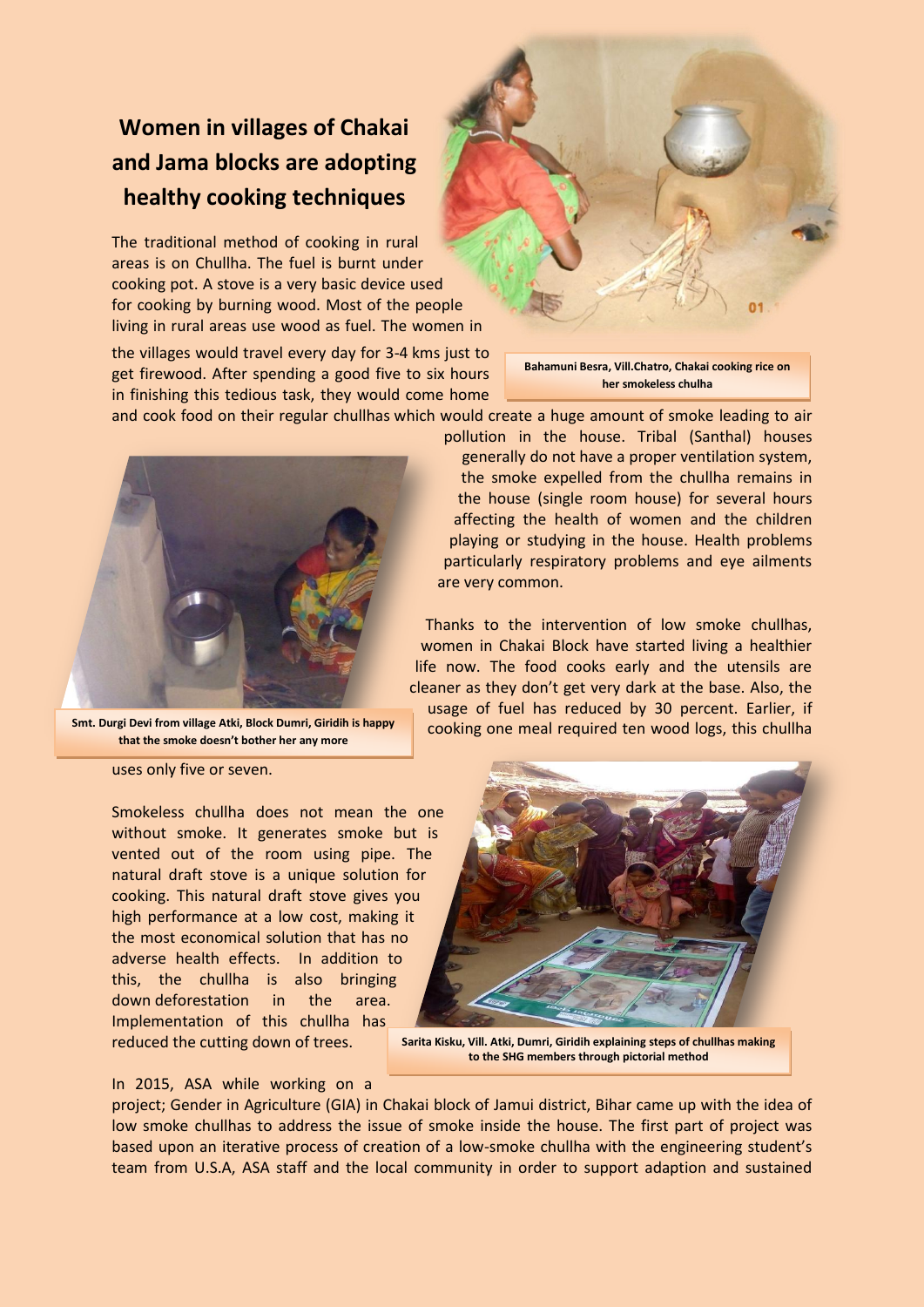# Women in villages of Chakai and Jama blocks are adopting healthy cooking techniques

The traditional method of cooking in rural areas is on Chullha. The fuel is burnt under cooking pot. A stove is a very basic device used for cooking by burning wood. Most of the people living in rural areas use wood as fuel. The women in the villages would travel every day for 3-4 kms just to get firewood. After spending a good five to six hours in finishing this tedious task, they would come home and cook food on their regular chullhas which would create a huge amount of smoke leading to air pollution in the house. Tribal (Santhal) houses generally do not have a proper ventilation system, the smoke expelled from the chullha remains in the house (single room house) for several hours affecting the health of women and the children playing or studying in the house. Health problems particularly respiratory problems and eye ailments are very common.

**Bahamuni Besra, Vill.Chatro, Chakai cooking rice on her smokeless chulha**

**Smt. Durgi Devi from village Atki, Block Dumri, Giridih is happy that the smoke doesn't bother her any more**

Thanks to the intervention of low smoke chullhas, women in Chakai Block have started living a healthier life now. The food cooks early and the utensils are cleaner as they don't get very dark at the base. Also, the usage of fuel has reduced by 30 percent. Earlier, if cooking one meal required ten wood logs, this chullha uses only five or seven.

Smokeless chullha does not mean the one without smoke. It generates smoke but is vented out of the room using pipe. The natural draft stove is a unique solution for cooking. This natural draft stove gives you high performance at a low cost, making it the most economical solution that has no adverse health effects. In addition to this, the chullha is also bringing down deforestation in the area. Implementation of this chullha has reduced the cutting down of trees.

**Sarita Kisku, Vill. Atki, Dumri, Giridih explaining steps of chullhas making to the SHG members through pictorial method**

In 2015, ASA while working on a project; Gender in Agriculture (GIA) in Chakai block of Jamui district, Bihar came up with the idea of low smoke chullhas to address the issue of smoke inside the house. The first part of project was based upon an iterative process of creation of a low-smoke chullha with the engineering student's team from U.S.A, ASA staff and the local community in order to support adaption and sustained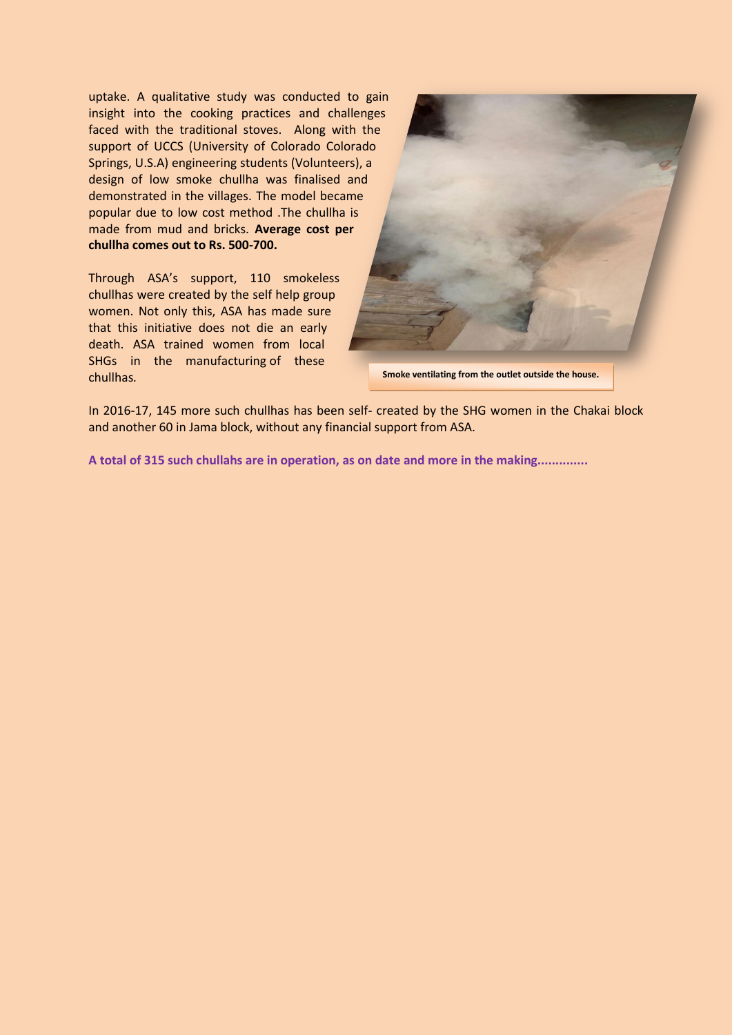uptake. A qualitative study was conducted to gain insight into the cooking practices and challenges faced with the traditional stoves. Along with the support of UCCS (University of Colorado Colorado Springs, U.S.A) engineering students (Volunteers), a design of low smoke chullha was finalised and demonstrated in the villages. The model became popular due to low cost method .The chullha is made from mud and bricks. **Average cost per chullha comes out to Rs. 500-700.**

Through ASA's support, 110 smokeless chullhas were created by the self help group women. Not only this, ASA has made sure that this initiative does not die an early death. ASA trained women from local SHGs in the manufacturing of these chullhas.

**Smoke ventilating from the outlet outside the house.**

In 2016-17, 145 more such chullhas has been self- created by the SHG women in the Chakai block and another 60 in Jama block, without any financial support from ASA.

**A total of 315 such chullahs are in operation, as on date and more in the making.............**